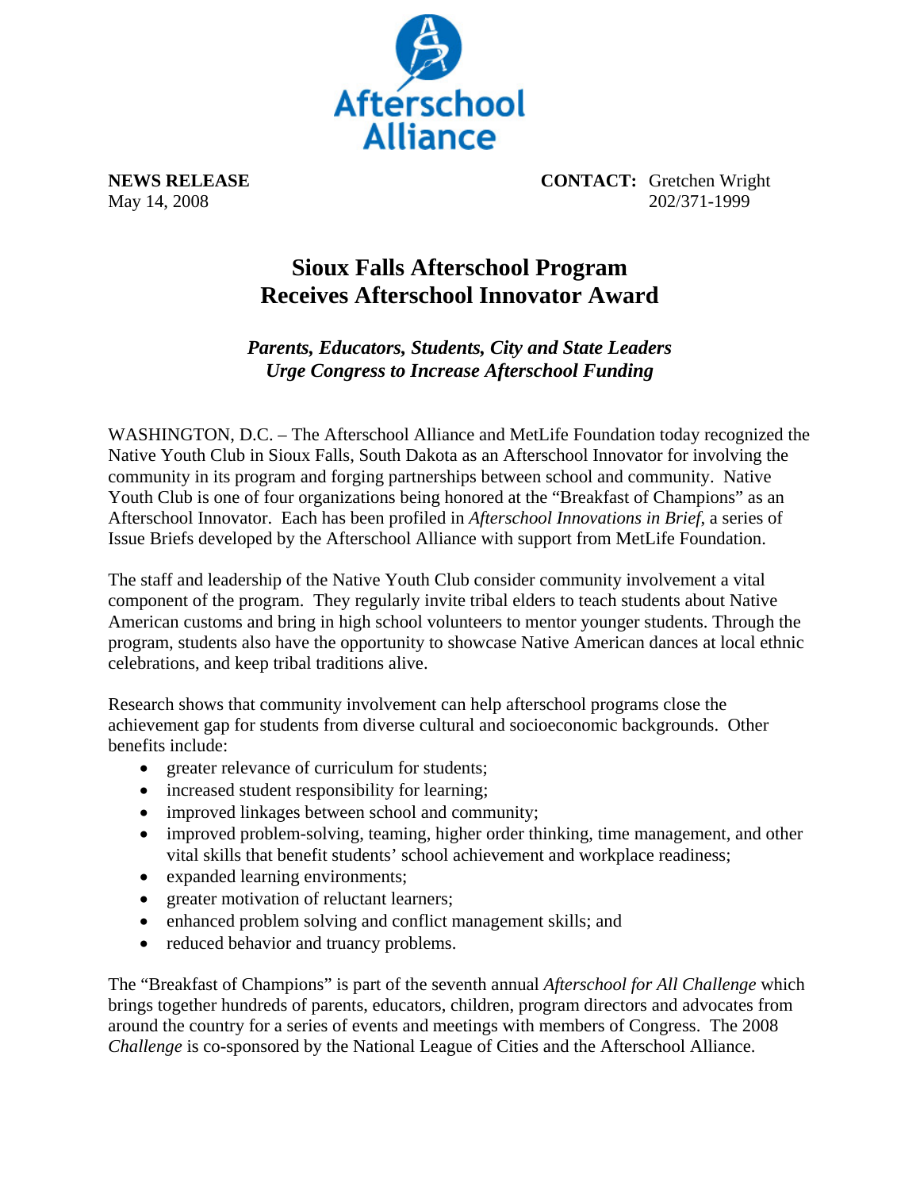Afterschool Alliance

**NEWS RELEASE**
May 14, 2008

**CONTACT:** Gretchen Wright
202/371-1999

# Sioux Falls Afterschool Program Receives Afterschool Innovator Award

## *Parents, Educators, Students, City and State Leaders Urge Congress to Increase Afterschool Funding*

WASHINGTON, D.C. – The Afterschool Alliance and MetLife Foundation today recognized the Native Youth Club in Sioux Falls, South Dakota as an Afterschool Innovator for involving the community in its program and forging partnerships between school and community. Native Youth Club is one of four organizations being honored at the "Breakfast of Champions" as an Afterschool Innovator. Each has been profiled in *Afterschool Innovations in Brief*, a series of Issue Briefs developed by the Afterschool Alliance with support from MetLife Foundation.

The staff and leadership of the Native Youth Club consider community involvement a vital component of the program. They regularly invite tribal elders to teach students about Native American customs and bring in high school volunteers to mentor younger students. Through the program, students also have the opportunity to showcase Native American dances at local ethnic celebrations, and keep tribal traditions alive.

Research shows that community involvement can help afterschool programs close the achievement gap for students from diverse cultural and socioeconomic backgrounds. Other benefits include:

- greater relevance of curriculum for students;
- increased student responsibility for learning;
- improved linkages between school and community;
- improved problem-solving, teaming, higher order thinking, time management, and other vital skills that benefit students' school achievement and workplace readiness;
- expanded learning environments;
- greater motivation of reluctant learners;
- enhanced problem solving and conflict management skills; and
- reduced behavior and truancy problems.

The "Breakfast of Champions" is part of the seventh annual *Afterschool for All Challenge* which brings together hundreds of parents, educators, children, program directors and advocates from around the country for a series of events and meetings with members of Congress. The 2008 *Challenge* is co-sponsored by the National League of Cities and the Afterschool Alliance.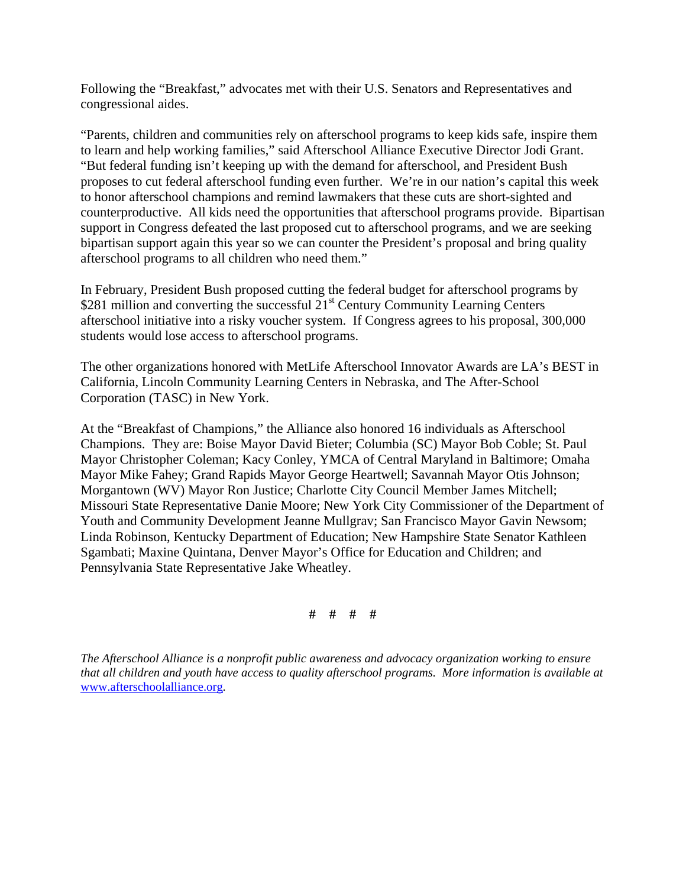Following the "Breakfast," advocates met with their U.S. Senators and Representatives and congressional aides.

"Parents, children and communities rely on afterschool programs to keep kids safe, inspire them to learn and help working families," said Afterschool Alliance Executive Director Jodi Grant. "But federal funding isn't keeping up with the demand for afterschool, and President Bush proposes to cut federal afterschool funding even further. We're in our nation's capital this week to honor afterschool champions and remind lawmakers that these cuts are short-sighted and counterproductive. All kids need the opportunities that afterschool programs provide. Bipartisan support in Congress defeated the last proposed cut to afterschool programs, and we are seeking bipartisan support again this year so we can counter the President's proposal and bring quality afterschool programs to all children who need them."

In February, President Bush proposed cutting the federal budget for afterschool programs by $281 million and converting the successful 21st Century Community Learning Centers afterschool initiative into a risky voucher system. If Congress agrees to his proposal, 300,000 students would lose access to afterschool programs.

The other organizations honored with MetLife Afterschool Innovator Awards are LA's BEST in California, Lincoln Community Learning Centers in Nebraska, and The After-School Corporation (TASC) in New York.

At the "Breakfast of Champions," the Alliance also honored 16 individuals as Afterschool Champions. They are: Boise Mayor David Bieter; Columbia (SC) Mayor Bob Coble; St. Paul Mayor Christopher Coleman; Kacy Conley, YMCA of Central Maryland in Baltimore; Omaha Mayor Mike Fahey; Grand Rapids Mayor George Heartwell; Savannah Mayor Otis Johnson; Morgantown (WV) Mayor Ron Justice; Charlotte City Council Member James Mitchell; Missouri State Representative Danie Moore; New York City Commissioner of the Department of Youth and Community Development Jeanne Mullgrav; San Francisco Mayor Gavin Newsom; Linda Robinson, Kentucky Department of Education; New Hampshire State Senator Kathleen Sgambati; Maxine Quintana, Denver Mayor's Office for Education and Children; and Pennsylvania State Representative Jake Wheatley.

# # # #

*The Afterschool Alliance is a nonprofit public awareness and advocacy organization working to ensure that all children and youth have access to quality afterschool programs. More information is available at [www.afterschoolalliance.org](http://www.afterschoolalliance.org).*